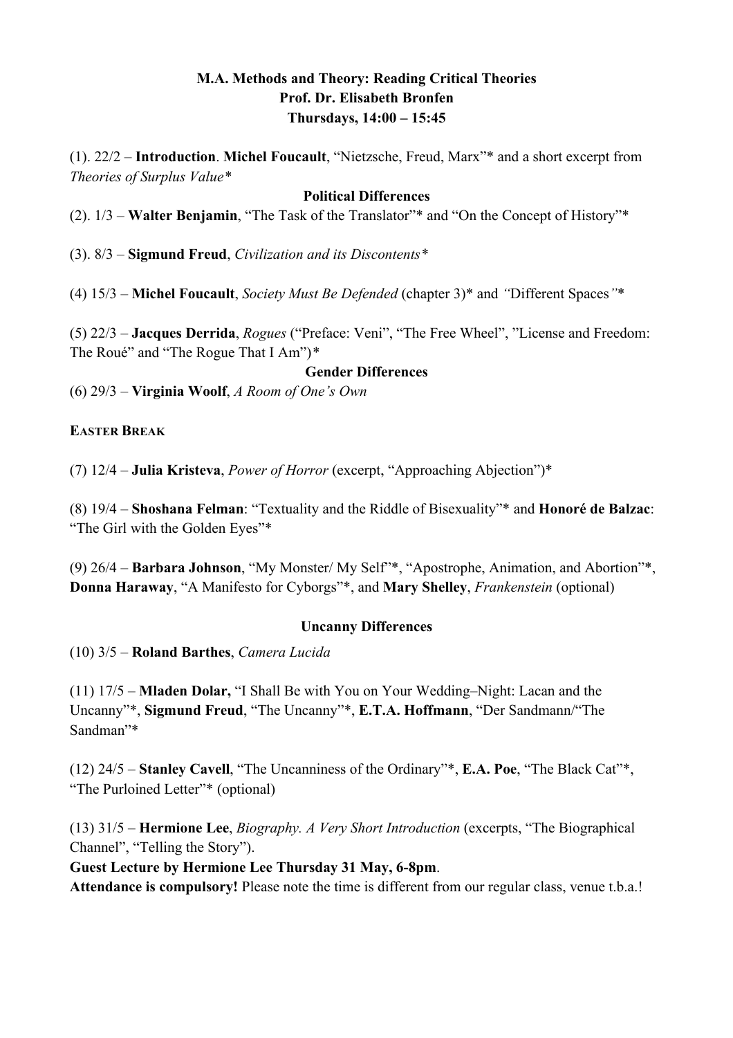**M.A. Methods and Theory: Reading Critical Theories**
**Prof. Dr. Elisabeth Bronfen**
**Thursdays, 14:00 – 15:45**

(1). 22/2 – **Introduction**. **Michel Foucault**, "Nietzsche, Freud, Marx"* and a short excerpt from *Theories of Surplus Value**

**Political Differences**

(2). 1/3 – **Walter Benjamin**, "The Task of the Translator"* and "On the Concept of History"*

(3). 8/3 – **Sigmund Freud**, *Civilization and its Discontents**

(4) 15/3 – **Michel Foucault**, *Society Must Be Defended* (chapter 3)* and *"*Different Spaces*"**

(5) 22/3 – **Jacques Derrida**, *Rogues* ("Preface: Veni", "The Free Wheel", "License and Freedom: The Roué" and "The Rogue That I Am")*

**Gender Differences**

(6) 29/3 – **Virginia Woolf**, *A Room of One's Own*

**EASTER BREAK**

(7) 12/4 – **Julia Kristeva**, *Power of Horror* (excerpt, "Approaching Abjection")*

(8) 19/4 – **Shoshana Felman**: "Textuality and the Riddle of Bisexuality"* and **Honoré de Balzac**: "The Girl with the Golden Eyes"*

(9) 26/4 – **Barbara Johnson**, "My Monster/ My Self"*, "Apostrophe, Animation, and Abortion"*, **Donna Haraway**, "A Manifesto for Cyborgs"*, and **Mary Shelley**, *Frankenstein* (optional)

**Uncanny Differences**

(10) 3/5 – **Roland Barthes**, *Camera Lucida*

(11) 17/5 – **Mladen Dolar,** "I Shall Be with You on Your Wedding–Night: Lacan and the Uncanny"*, **Sigmund Freud**, "The Uncanny"*, **E.T.A. Hoffmann**, "Der Sandmann/"The Sandman"*

(12) 24/5 – **Stanley Cavell**, "The Uncanniness of the Ordinary"*, **E.A. Poe**, "The Black Cat"*, "The Purloined Letter"* (optional)

(13) 31/5 – **Hermione Lee**, *Biography. A Very Short Introduction* (excerpts, "The Biographical Channel", "Telling the Story").

**Guest Lecture by Hermione Lee Thursday 31 May, 6-8pm**.

**Attendance is compulsory!** Please note the time is different from our regular class, venue t.b.a.!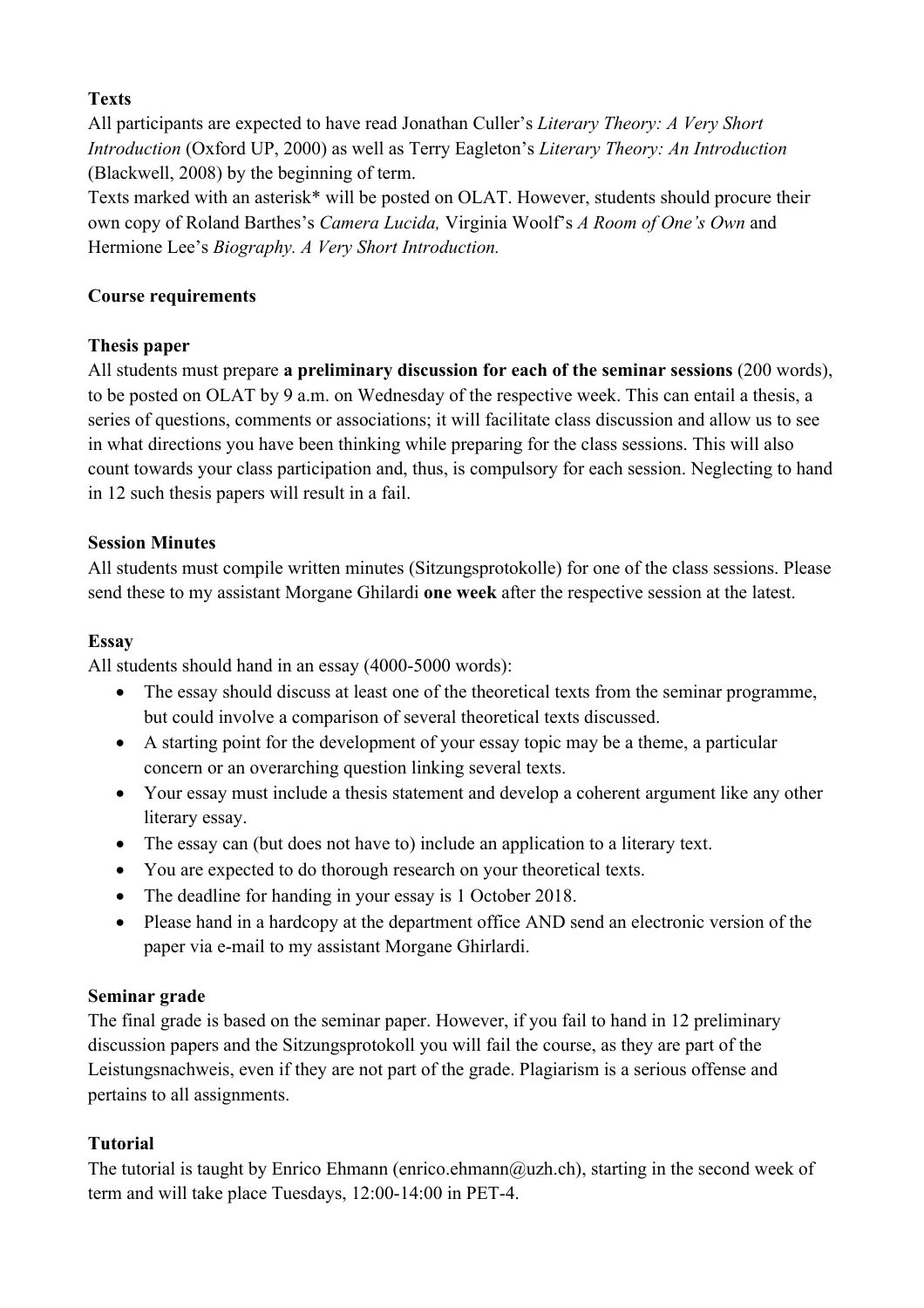**Texts**

All participants are expected to have read Jonathan Culler's *Literary Theory: A Very Short Introduction* (Oxford UP, 2000) as well as Terry Eagleton's *Literary Theory: An Introduction* (Blackwell, 2008) by the beginning of term.

Texts marked with an asterisk* will be posted on OLAT. However, students should procure their own copy of Roland Barthes's *Camera Lucida,* Virginia Woolf's *A Room of One's Own* and Hermione Lee's *Biography. A Very Short Introduction.*

**Course requirements**

**Thesis paper**

All students must prepare **a preliminary discussion for each of the seminar sessions** (200 words), to be posted on OLAT by 9 a.m. on Wednesday of the respective week. This can entail a thesis, a series of questions, comments or associations; it will facilitate class discussion and allow us to see in what directions you have been thinking while preparing for the class sessions. This will also count towards your class participation and, thus, is compulsory for each session. Neglecting to hand in 12 such thesis papers will result in a fail.

**Session Minutes**

All students must compile written minutes (Sitzungsprotokolle) for one of the class sessions. Please send these to my assistant Morgane Ghilardi **one week** after the respective session at the latest.

**Essay**

All students should hand in an essay (4000-5000 words):

- The essay should discuss at least one of the theoretical texts from the seminar programme, but could involve a comparison of several theoretical texts discussed.
- A starting point for the development of your essay topic may be a theme, a particular concern or an overarching question linking several texts.
- Your essay must include a thesis statement and develop a coherent argument like any other literary essay.
- The essay can (but does not have to) include an application to a literary text.
- You are expected to do thorough research on your theoretical texts.
- The deadline for handing in your essay is 1 October 2018.
- Please hand in a hardcopy at the department office AND send an electronic version of the paper via e-mail to my assistant Morgane Ghirlardi.

**Seminar grade**

The final grade is based on the seminar paper. However, if you fail to hand in 12 preliminary discussion papers and the Sitzungsprotokoll you will fail the course, as they are part of the Leistungsnachweis, even if they are not part of the grade. Plagiarism is a serious offense and pertains to all assignments.

**Tutorial**

The tutorial is taught by Enrico Ehmann (enrico.ehmann@uzh.ch), starting in the second week of term and will take place Tuesdays, 12:00-14:00 in PET-4.